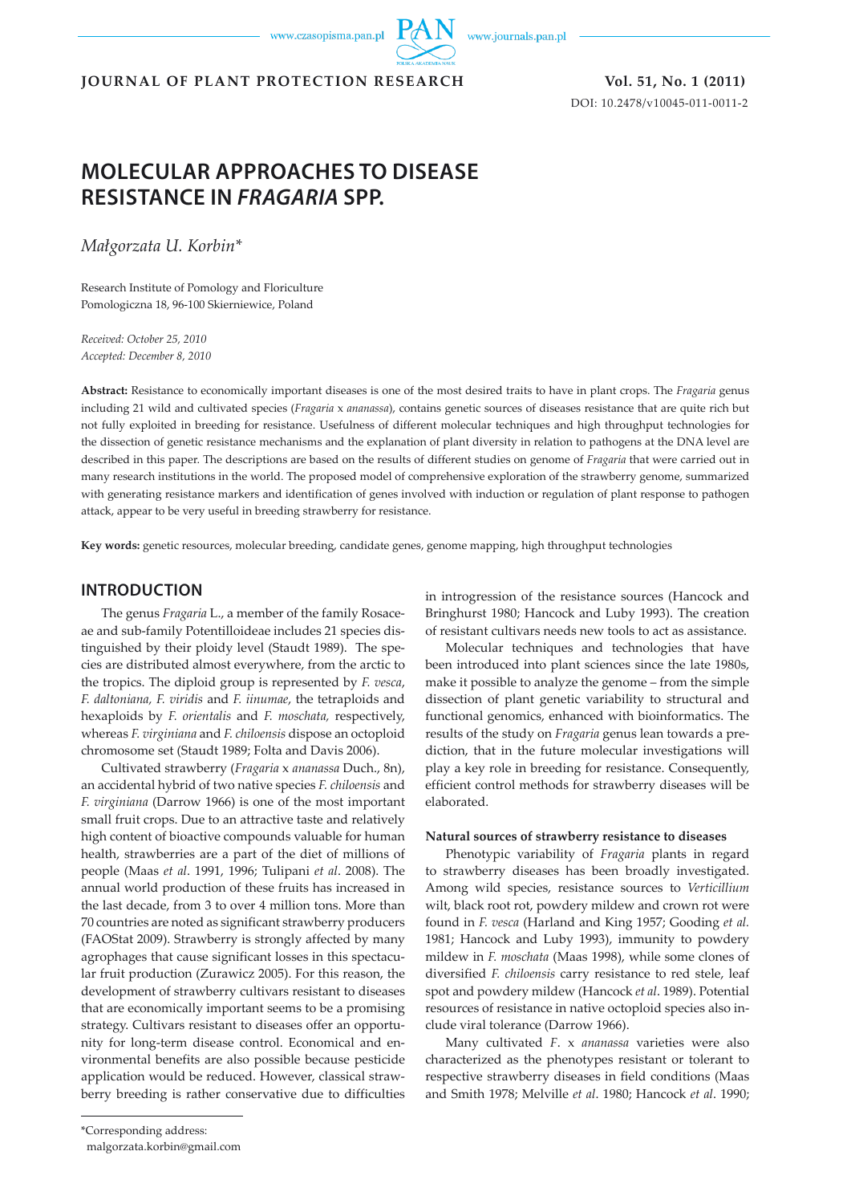# MOLECULAR APPROACHES TO DISEASE RESISTANCE IN *FRAGARIA* SPP.

*Małgorzata U. Korbin\**

Research Institute of Pomology and Floriculture
Pomologiczna 18, 96-100 Skierniewice, Poland

*Received: October 25, 2010*
*Accepted: December 8, 2010*

**Abstract:** Resistance to economically important diseases is one of the most desired traits to have in plant crops. The *Fragaria* genus including 21 wild and cultivated species (*Fragaria* x *ananassa*), contains genetic sources of diseases resistance that are quite rich but not fully exploited in breeding for resistance. Usefulness of different molecular techniques and high throughput technologies for the dissection of genetic resistance mechanisms and the explanation of plant diversity in relation to pathogens at the DNA level are described in this paper. The descriptions are based on the results of different studies on genome of *Fragaria* that were carried out in many research institutions in the world. The proposed model of comprehensive exploration of the strawberry genome, summarized with generating resistance markers and identification of genes involved with induction or regulation of plant response to pathogen attack, appear to be very useful in breeding strawberry for resistance.

**Key words:** genetic resources, molecular breeding, candidate genes, genome mapping, high throughput technologies

## INTRODUCTION

The genus *Fragaria* L., a member of the family Rosaceae and sub-family Potentilloideae includes 21 species distinguished by their ploidy level (Staudt 1989). The species are distributed almost everywhere, from the arctic to the tropics. The diploid group is represented by *F. vesca*, *F. daltoniana, F. viridis* and *F. iinumae*, the tetraploids and hexaploids by *F. orientalis* and *F. moschata,* respectively, whereas *F. virginiana* and *F. chiloensis* dispose an octoploid chromosome set (Staudt 1989; Folta and Davis 2006).

Cultivated strawberry (*Fragaria* x *ananassa* Duch., 8n), an accidental hybrid of two native species *F. chiloensis* and *F. virginiana* (Darrow 1966) is one of the most important small fruit crops. Due to an attractive taste and relatively high content of bioactive compounds valuable for human health, strawberries are a part of the diet of millions of people (Maas *et al*. 1991, 1996; Tulipani *et al*. 2008). The annual world production of these fruits has increased in the last decade, from 3 to over 4 million tons. More than 70 countries are noted as significant strawberry producers (FAOStat 2009). Strawberry is strongly affected by many agrophages that cause significant losses in this spectacular fruit production (Zurawicz 2005). For this reason, the development of strawberry cultivars resistant to diseases that are economically important seems to be a promising strategy. Cultivars resistant to diseases offer an opportunity for long-term disease control. Economical and environmental benefits are also possible because pesticide application would be reduced. However, classical strawberry breeding is rather conservative due to difficulties in introgression of the resistance sources (Hancock and Bringhurst 1980; Hancock and Luby 1993). The creation of resistant cultivars needs new tools to act as assistance.

Molecular techniques and technologies that have been introduced into plant sciences since the late 1980s, make it possible to analyze the genome – from the simple dissection of plant genetic variability to structural and functional genomics, enhanced with bioinformatics. The results of the study on *Fragaria* genus lean towards a prediction, that in the future molecular investigations will play a key role in breeding for resistance. Consequently, efficient control methods for strawberry diseases will be elaborated.

### Natural sources of strawberry resistance to diseases

Phenotypic variability of *Fragaria* plants in regard to strawberry diseases has been broadly investigated. Among wild species, resistance sources to *Verticillium* wilt, black root rot, powdery mildew and crown rot were found in *F. vesca* (Harland and King 1957; Gooding *et al.* 1981; Hancock and Luby 1993), immunity to powdery mildew in *F. moschata* (Maas 1998), while some clones of diversified *F. chiloensis* carry resistance to red stele, leaf spot and powdery mildew (Hancock *et al*. 1989). Potential resources of resistance in native octoploid species also include viral tolerance (Darrow 1966).

Many cultivated *F*. x *ananassa* varieties were also characterized as the phenotypes resistant or tolerant to respective strawberry diseases in field conditions (Maas and Smith 1978; Melville *et al*. 1980; Hancock *et al*. 1990;

\*Corresponding address:
malgorzata.korbin@gmail.com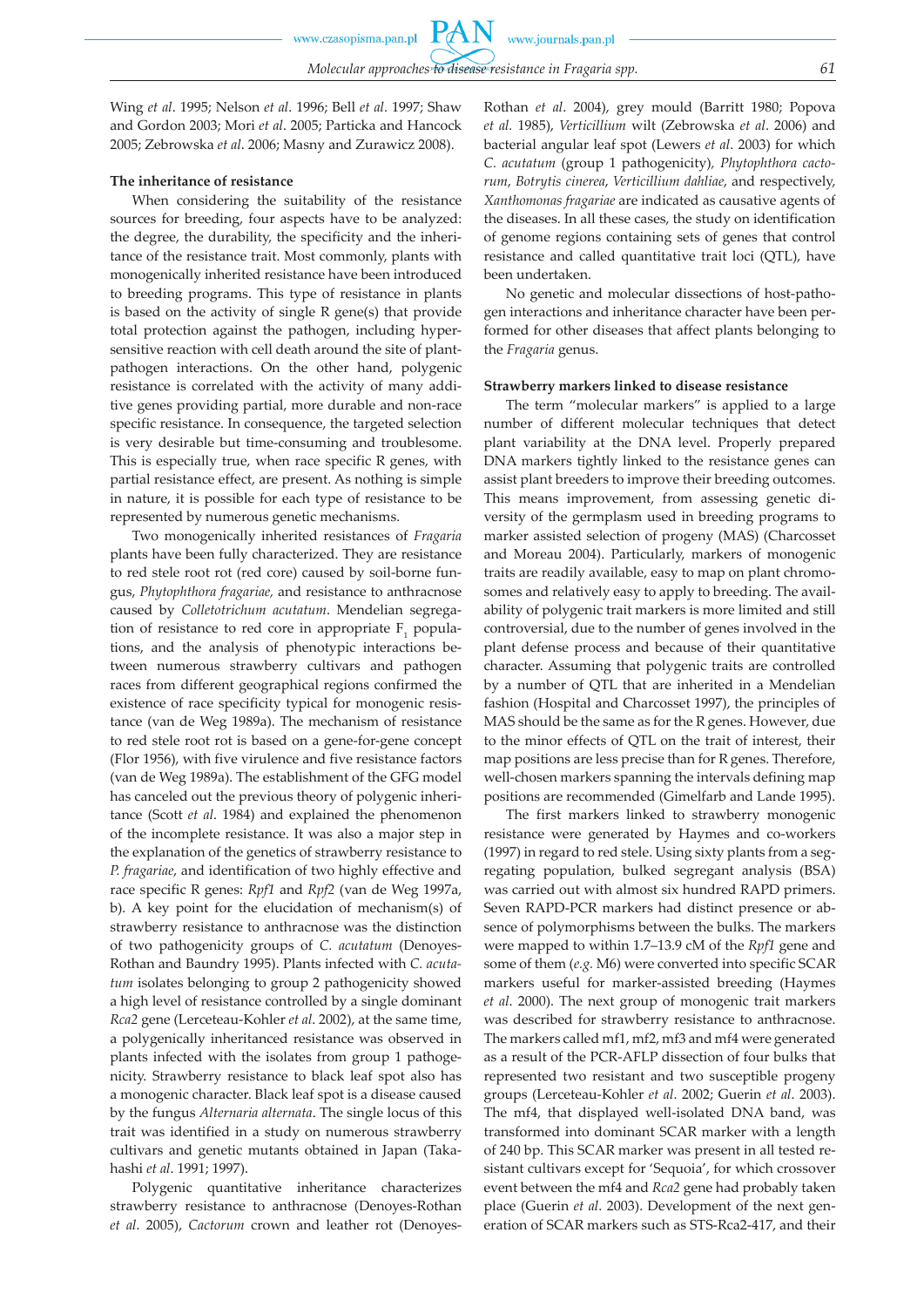Wing *et al*. 1995; Nelson *et al*. 1996; Bell *et al*. 1997; Shaw and Gordon 2003; Mori *et al*. 2005; Particka and Hancock 2005; Zebrowska *et al*. 2006; Masny and Zurawicz 2008).

#### The inheritance of resistance

When considering the suitability of the resistance sources for breeding, four aspects have to be analyzed: the degree, the durability, the specificity and the inheritance of the resistance trait. Most commonly, plants with monogenically inherited resistance have been introduced to breeding programs. This type of resistance in plants is based on the activity of single R gene(s) that provide total protection against the pathogen, including hypersensitive reaction with cell death around the site of plant-pathogen interactions. On the other hand, polygenic resistance is correlated with the activity of many additive genes providing partial, more durable and non-race specific resistance. In consequence, the targeted selection is very desirable but time-consuming and troublesome. This is especially true, when race specific R genes, with partial resistance effect, are present. As nothing is simple in nature, it is possible for each type of resistance to be represented by numerous genetic mechanisms.

Two monogenically inherited resistances of *Fragaria* plants have been fully characterized. They are resistance to red stele root rot (red core) caused by soil-borne fungus, *Phytophthora fragariae,* and resistance to anthracnose caused by *Colletotrichum acutatum*. Mendelian segregation of resistance to red core in appropriate $F_1$ populations, and the analysis of phenotypic interactions between numerous strawberry cultivars and pathogen races from different geographical regions confirmed the existence of race specificity typical for monogenic resistance (van de Weg 1989a). The mechanism of resistance to red stele root rot is based on a gene-for-gene concept (Flor 1956), with five virulence and five resistance factors (van de Weg 1989a). The establishment of the GFG model has canceled out the previous theory of polygenic inheritance (Scott *et al*. 1984) and explained the phenomenon of the incomplete resistance. It was also a major step in the explanation of the genetics of strawberry resistance to *P. fragariae*, and identification of two highly effective and race specific R genes: *Rpf1* and *Rpf2* (van de Weg 1997a, b). A key point for the elucidation of mechanism(s) of strawberry resistance to anthracnose was the distinction of two pathogenicity groups of *C. acutatum* (Denoyes-Rothan and Baundry 1995). Plants infected with *C. acutatum* isolates belonging to group 2 pathogenicity showed a high level of resistance controlled by a single dominant *Rca2* gene (Lerceteau-Kohler *et al*. 2002), at the same time, a polygenically inheritanced resistance was observed in plants infected with the isolates from group 1 pathogenicity. Strawberry resistance to black leaf spot also has a monogenic character. Black leaf spot is a disease caused by the fungus *Alternaria alternata*. The single locus of this trait was identified in a study on numerous strawberry cultivars and genetic mutants obtained in Japan (Takahashi *et al*. 1991; 1997).

Polygenic quantitative inheritance characterizes strawberry resistance to anthracnose (Denoyes-Rothan *et al*. 2005), *Cactorum* crown and leather rot (Denoyes-Rothan *et al*. 2004), grey mould (Barritt 1980; Popova *et al.* 1985), *Verticillium* wilt (Zebrowska *et al*. 2006) and bacterial angular leaf spot (Lewers *et al*. 2003) for which *C. acutatum* (group 1 pathogenicity), *Phytophthora cactorum*, *Botrytis cinerea*, *Verticillium dahliae*, and respectively, *Xanthomonas fragariae* are indicated as causative agents of the diseases. In all these cases, the study on identification of genome regions containing sets of genes that control resistance and called quantitative trait loci (QTL), have been undertaken.

No genetic and molecular dissections of host-pathogen interactions and inheritance character have been performed for other diseases that affect plants belonging to the *Fragaria* genus.

#### Strawberry markers linked to disease resistance

The term "molecular markers" is applied to a large number of different molecular techniques that detect plant variability at the DNA level. Properly prepared DNA markers tightly linked to the resistance genes can assist plant breeders to improve their breeding outcomes. This means improvement, from assessing genetic diversity of the germplasm used in breeding programs to marker assisted selection of progeny (MAS) (Charcosset and Moreau 2004). Particularly, markers of monogenic traits are readily available, easy to map on plant chromosomes and relatively easy to apply to breeding. The availability of polygenic trait markers is more limited and still controversial, due to the number of genes involved in the plant defense process and because of their quantitative character. Assuming that polygenic traits are controlled by a number of QTL that are inherited in a Mendelian fashion (Hospital and Charcosset 1997), the principles of MAS should be the same as for the R genes. However, due to the minor effects of QTL on the trait of interest, their map positions are less precise than for R genes. Therefore, well-chosen markers spanning the intervals defining map positions are recommended (Gimelfarb and Lande 1995).

The first markers linked to strawberry monogenic resistance were generated by Haymes and co-workers (1997) in regard to red stele. Using sixty plants from a segregating population, bulked segregant analysis (BSA) was carried out with almost six hundred RAPD primers. Seven RAPD-PCR markers had distinct presence or absence of polymorphisms between the bulks. The markers were mapped to within 1.7–13.9 cM of the *Rpf1* gene and some of them (*e.g.* M6) were converted into specific SCAR markers useful for marker-assisted breeding (Haymes *et al*. 2000). The next group of monogenic trait markers was described for strawberry resistance to anthracnose. The markers called mf1, mf2, mf3 and mf4 were generated as a result of the PCR-AFLP dissection of four bulks that represented two resistant and two susceptible progeny groups (Lerceteau-Kohler *et al*. 2002; Guerin *et al*. 2003). The mf4, that displayed well-isolated DNA band, was transformed into dominant SCAR marker with a length of 240 bp. This SCAR marker was present in all tested resistant cultivars except for 'Sequoia', for which crossover event between the mf4 and *Rca2* gene had probably taken place (Guerin *et al*. 2003). Development of the next generation of SCAR markers such as STS-Rca2-417, and their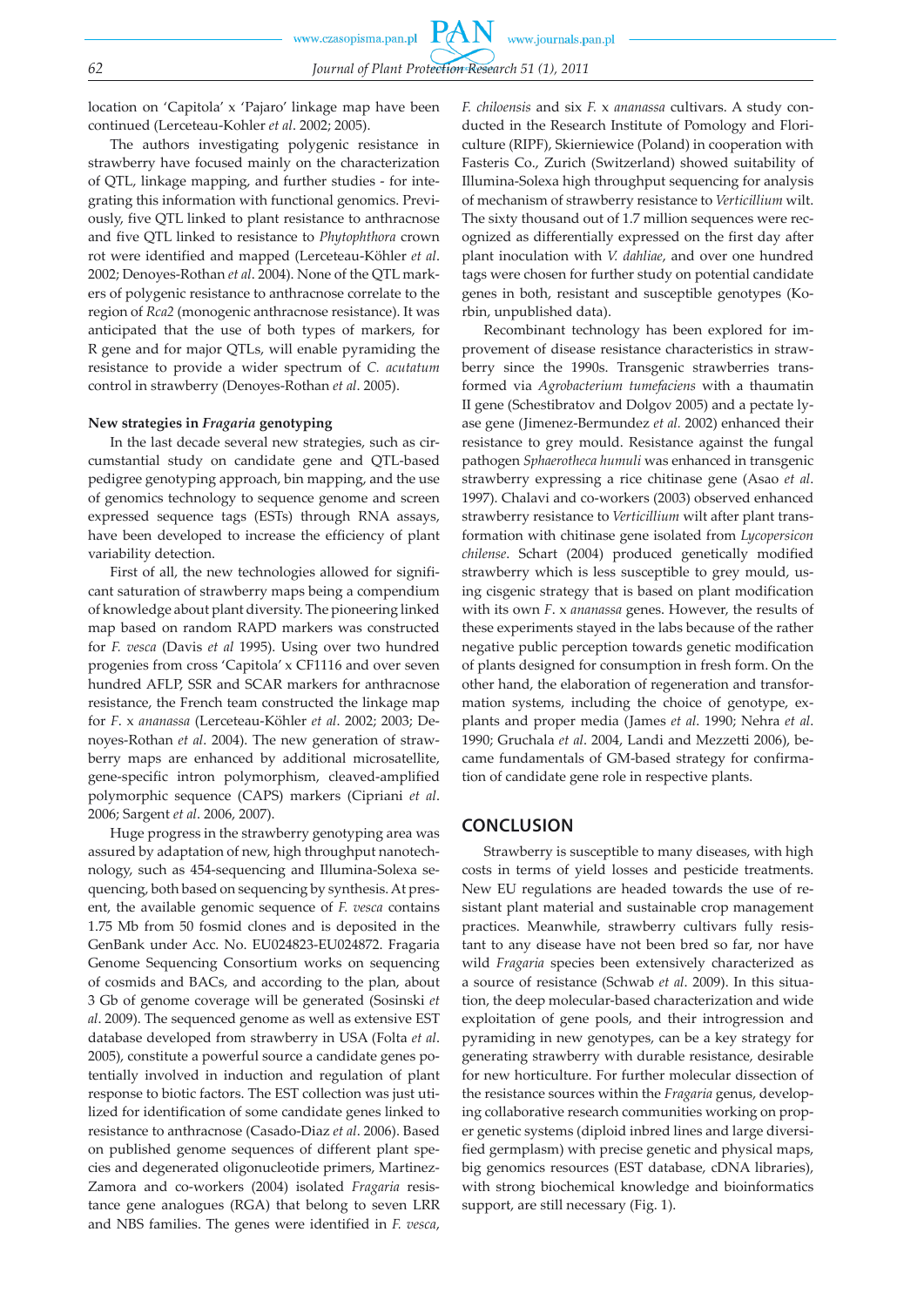location on 'Capitola' x 'Pajaro' linkage map have been continued (Lerceteau-Kohler *et al*. 2002; 2005).

The authors investigating polygenic resistance in strawberry have focused mainly on the characterization of QTL, linkage mapping, and further studies - for integrating this information with functional genomics. Previously, five QTL linked to plant resistance to anthracnose and five QTL linked to resistance to *Phytophthora* crown rot were identified and mapped (Lerceteau-Köhler *et al*. 2002; Denoyes-Rothan *et al*. 2004). None of the QTL markers of polygenic resistance to anthracnose correlate to the region of *Rca2* (monogenic anthracnose resistance). It was anticipated that the use of both types of markers, for R gene and for major QTLs, will enable pyramiding the resistance to provide a wider spectrum of *C. acutatum* control in strawberry (Denoyes-Rothan *et al*. 2005).

### New strategies in *Fragaria* genotyping

In the last decade several new strategies, such as circumstantial study on candidate gene and QTL-based pedigree genotyping approach, bin mapping, and the use of genomics technology to sequence genome and screen expressed sequence tags (ESTs) through RNA assays, have been developed to increase the efficiency of plant variability detection.

First of all, the new technologies allowed for significant saturation of strawberry maps being a compendium of knowledge about plant diversity. The pioneering linked map based on random RAPD markers was constructed for *F. vesca* (Davis *et al* 1995). Using over two hundred progenies from cross 'Capitola' x CF1116 and over seven hundred AFLP, SSR and SCAR markers for anthracnose resistance, the French team constructed the linkage map for *F.* x *ananassa* (Lerceteau-Köhler *et al*. 2002; 2003; Denoyes-Rothan *et al*. 2004). The new generation of strawberry maps are enhanced by additional microsatellite, gene-specific intron polymorphism, cleaved-amplified polymorphic sequence (CAPS) markers (Cipriani *et al*. 2006; Sargent *et al*. 2006, 2007).

Huge progress in the strawberry genotyping area was assured by adaptation of new, high throughput nanotechnology, such as 454-sequencing and Illumina-Solexa sequencing, both based on sequencing by synthesis. At present, the available genomic sequence of *F. vesca* contains 1.75 Mb from 50 fosmid clones and is deposited in the GenBank under Acc. No. EU024823-EU024872. Fragaria Genome Sequencing Consortium works on sequencing of cosmids and BACs, and according to the plan, about 3 Gb of genome coverage will be generated (Sosinski *et al*. 2009). The sequenced genome as well as extensive EST database developed from strawberry in USA (Folta *et al*. 2005), constitute a powerful source a candidate genes potentially involved in induction and regulation of plant response to biotic factors. The EST collection was just utilized for identification of some candidate genes linked to resistance to anthracnose (Casado-Diaz *et al*. 2006). Based on published genome sequences of different plant species and degenerated oligonucleotide primers, Martinez-Zamora and co-workers (2004) isolated *Fragaria* resistance gene analogues (RGA) that belong to seven LRR and NBS families. The genes were identified in *F. vesca*, *F. chiloensis* and six *F.* x *ananassa* cultivars. A study conducted in the Research Institute of Pomology and Floriculture (RIPF), Skierniewice (Poland) in cooperation with Fasteris Co., Zurich (Switzerland) showed suitability of Illumina-Solexa high throughput sequencing for analysis of mechanism of strawberry resistance to *Verticillium* wilt. The sixty thousand out of 1.7 million sequences were recognized as differentially expressed on the first day after plant inoculation with *V. dahliae*, and over one hundred tags were chosen for further study on potential candidate genes in both, resistant and susceptible genotypes (Korbin, unpublished data).

Recombinant technology has been explored for improvement of disease resistance characteristics in strawberry since the 1990s. Transgenic strawberries transformed via *Agrobacterium tumefaciens* with a thaumatin II gene (Schestibratov and Dolgov 2005) and a pectate lyase gene (Jimenez-Bermundez *et al.* 2002) enhanced their resistance to grey mould. Resistance against the fungal pathogen *Sphaerotheca humuli* was enhanced in transgenic strawberry expressing a rice chitinase gene (Asao *et al*. 1997). Chalavi and co-workers (2003) observed enhanced strawberry resistance to *Verticillium* wilt after plant transformation with chitinase gene isolated from *Lycopersicon chilense*. Schart (2004) produced genetically modified strawberry which is less susceptible to grey mould, using cisgenic strategy that is based on plant modification with its own *F.* x *ananassa* genes. However, the results of these experiments stayed in the labs because of the rather negative public perception towards genetic modification of plants designed for consumption in fresh form. On the other hand, the elaboration of regeneration and transformation systems, including the choice of genotype, explants and proper media (James *et al*. 1990; Nehra *et al*. 1990; Gruchala *et al*. 2004, Landi and Mezzetti 2006), became fundamentals of GM-based strategy for confirmation of candidate gene role in respective plants.

## CONCLUSION

Strawberry is susceptible to many diseases, with high costs in terms of yield losses and pesticide treatments. New EU regulations are headed towards the use of resistant plant material and sustainable crop management practices. Meanwhile, strawberry cultivars fully resistant to any disease have not been bred so far, nor have wild *Fragaria* species been extensively characterized as a source of resistance (Schwab *et al*. 2009). In this situation, the deep molecular-based characterization and wide exploitation of gene pools, and their introgression and pyramiding in new genotypes, can be a key strategy for generating strawberry with durable resistance, desirable for new horticulture. For further molecular dissection of the resistance sources within the *Fragaria* genus, developing collaborative research communities working on proper genetic systems (diploid inbred lines and large diversified germplasm) with precise genetic and physical maps, big genomics resources (EST database, cDNA libraries), with strong biochemical knowledge and bioinformatics support, are still necessary (Fig. 1).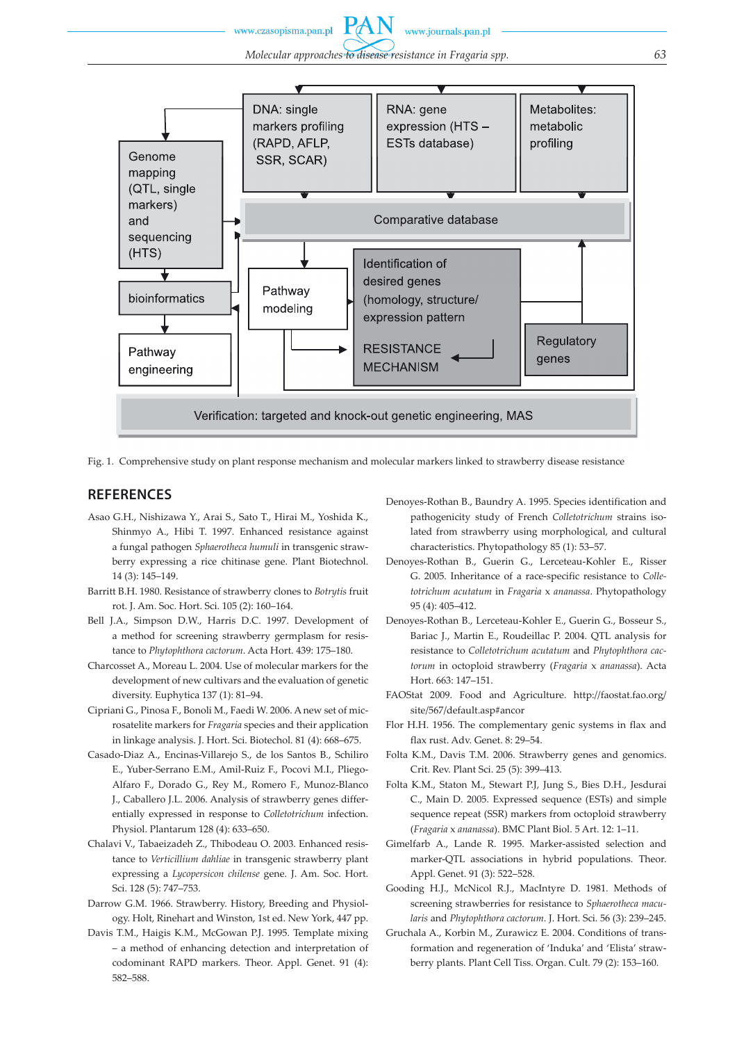Fig. 1. Comprehensive study on plant response mechanism and molecular markers linked to strawberry disease resistance

## REFERENCES

Asao G.H., Nishizawa Y., Arai S., Sato T., Hirai M., Yoshida K., Shinmyo A., Hibi T. 1997. Enhanced resistance against a fungal pathogen *Sphaerotheca humuli* in transgenic strawberry expressing a rice chitinase gene. Plant Biotechnol. 14 (3): 145–149.

Barritt B.H. 1980. Resistance of strawberry clones to *Botrytis* fruit rot. J. Am. Soc. Hort. Sci. 105 (2): 160–164.

Bell J.A., Simpson D.W., Harris D.C. 1997. Development of a method for screening strawberry germplasm for resistance to *Phytophthora cactorum*. Acta Hort. 439: 175–180.

Charcosset A., Moreau L. 2004. Use of molecular markers for the development of new cultivars and the evaluation of genetic diversity. Euphytica 137 (1): 81–94.

Cipriani G., Pinosa F., Bonoli M., Faedi W. 2006. A new set of microsatellite markers for *Fragaria* species and their application in linkage analysis. J. Hort. Sci. Biotechol. 81 (4): 668–675.

Casado-Diaz A., Encinas-Villarejo S., de los Santos B., Schiliro E., Yuber-Serrano E.M., Amil-Ruiz F., Pocovi M.I., Pliego-Alfaro F., Dorado G., Rey M., Romero F., Munoz-Blanco J., Caballero J.L. 2006. Analysis of strawberry genes differentially expressed in response to *Colletotrichum* infection. Physiol. Plantarum 128 (4): 633–650.

Chalavi V., Tabaeizadeh Z., Thibodeau O. 2003. Enhanced resistance to *Verticillium dahliae* in transgenic strawberry plant expressing a *Lycopersicon chilense* gene. J. Am. Soc. Hort. Sci. 128 (5): 747–753.

Darrow G.M. 1966. Strawberry. History, Breeding and Physiology. Holt, Rinehart and Winston, 1st ed. New York, 447 pp.

Davis T.M., Haigis K.M., McGowan P.J. 1995. Template mixing – a method of enhancing detection and interpretation of codominant RAPD markers. Theor. Appl. Genet. 91 (4): 582–588.

Denoyes-Rothan B., Baundry A. 1995. Species identification and pathogenicity study of French *Colletotrichum* strains isolated from strawberry using morphological, and cultural characteristics. Phytopathology 85 (1): 53–57.

Denoyes-Rothan B., Guerin G., Lerceteau-Kohler E., Risser G. 2005. Inheritance of a race-specific resistance to *Colletotrichum acutatum* in *Fragaria* x *ananassa*. Phytopathology 95 (4): 405–412.

Denoyes-Rothan B., Lerceteau-Kohler E., Guerin G., Bosseur S., Bariac J., Martin E., Roudeillac P. 2004. QTL analysis for resistance to *Colletotrichum acutatum* and *Phytophthora cactorum* in octoploid strawberry (*Fragaria* x *ananassa*). Acta Hort. 663: 147–151.

FAOStat 2009. Food and Agriculture. http://faostat.fao.org/site/567/default.asp#ancor

Flor H.H. 1956. The complementary genic systems in flax and flax rust. Adv. Genet. 8: 29–54.

Folta K.M., Davis T.M. 2006. Strawberry genes and genomics. Crit. Rev. Plant Sci. 25 (5): 399–413.

Folta K.M., Staton M., Stewart P.J, Jung S., Bies D.H., Jesdurai C., Main D. 2005. Expressed sequence (ESTs) and simple sequence repeat (SSR) markers from octoploid strawberry (*Fragaria* x *ananassa*). BMC Plant Biol. 5 Art. 12: 1–11.

Gimelfarb A., Lande R. 1995. Marker-assisted selection and marker-QTL associations in hybrid populations. Theor. Appl. Genet. 91 (3): 522–528.

Gooding H.J., McNicol R.J., MacIntyre D. 1981. Methods of screening strawberries for resistance to *Sphaerotheca macularis* and *Phytophthora cactorum*. J. Hort. Sci. 56 (3): 239–245.

Gruchala A., Korbin M., Zurawicz E. 2004. Conditions of transformation and regeneration of 'Induka' and 'Elista' strawberry plants. Plant Cell Tiss. Organ. Cult. 79 (2): 153–160.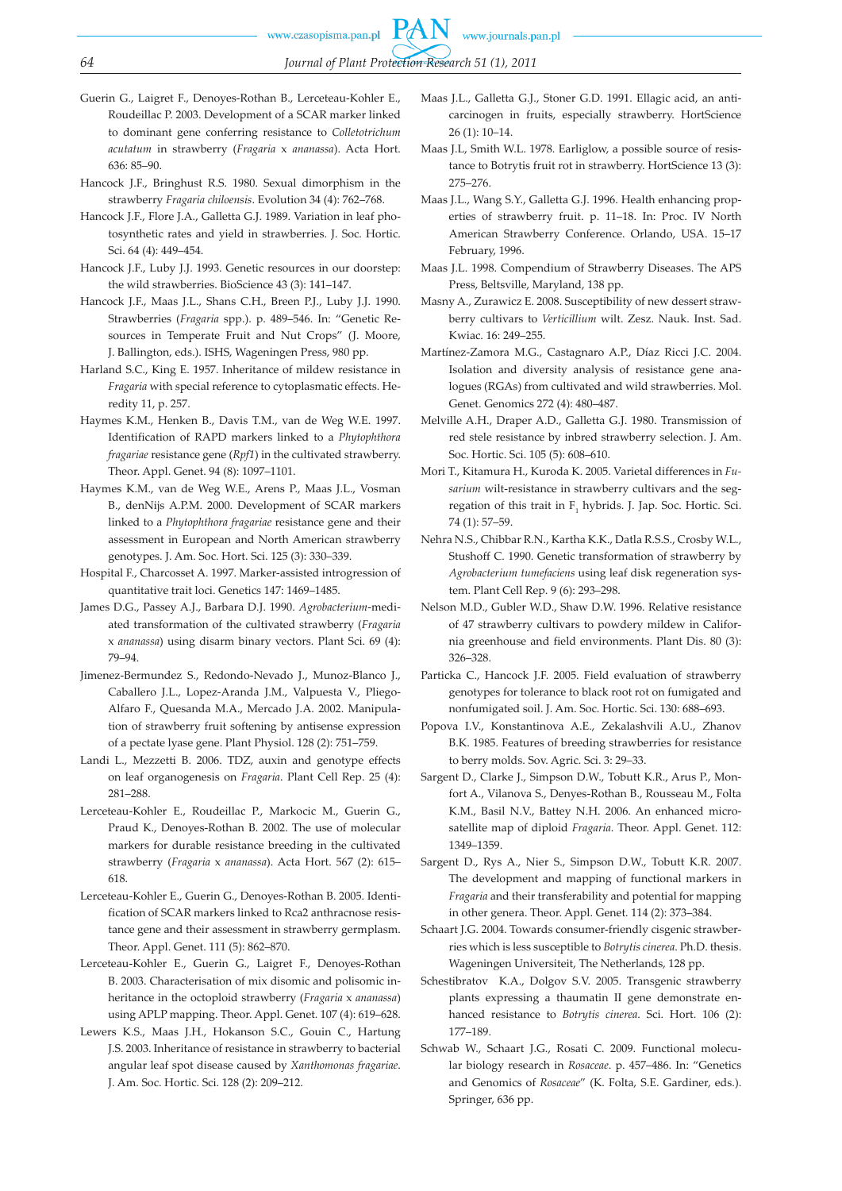Guerin G., Laigret F., Denoyes-Rothan B., Lerceteau-Kohler E., Roudeillac P. 2003. Development of a SCAR marker linked to dominant gene conferring resistance to *Colletotrichum acutatum* in strawberry (*Fragaria* x *ananassa*). Acta Hort. 636: 85–90.

Hancock J.F., Bringhust R.S. 1980. Sexual dimorphism in the strawberry *Fragaria chiloensis*. Evolution 34 (4): 762–768.

Hancock J.F., Flore J.A., Galletta G.J. 1989. Variation in leaf photosynthetic rates and yield in strawberries. J. Soc. Hortic. Sci. 64 (4): 449–454.

Hancock J.F., Luby J.J. 1993. Genetic resources in our doorstep: the wild strawberries. BioScience 43 (3): 141–147.

Hancock J.F., Maas J.L., Shans C.H., Breen P.J., Luby J.J. 1990. Strawberries (*Fragaria* spp.). p. 489–546. In: "Genetic Resources in Temperate Fruit and Nut Crops" (J. Moore, J. Ballington, eds.). ISHS, Wageningen Press, 980 pp.

Harland S.C., King E. 1957. Inheritance of mildew resistance in *Fragaria* with special reference to cytoplasmatic effects. Heredity 11, p. 257.

Haymes K.M., Henken B., Davis T.M., van de Weg W.E. 1997. Identification of RAPD markers linked to a *Phytophthora fragariae* resistance gene (*Rpf1*) in the cultivated strawberry. Theor. Appl. Genet. 94 (8): 1097–1101.

Haymes K.M., van de Weg W.E., Arens P., Maas J.L., Vosman B., denNijs A.P.M. 2000. Development of SCAR markers linked to a *Phytophthora fragariae* resistance gene and their assessment in European and North American strawberry genotypes. J. Am. Soc. Hort. Sci. 125 (3): 330–339.

Hospital F., Charcosset A. 1997. Marker-assisted introgression of quantitative trait loci. Genetics 147: 1469–1485.

James D.G., Passey A.J., Barbara D.J. 1990. *Agrobacterium*-mediated transformation of the cultivated strawberry (*Fragaria* x *ananassa*) using disarm binary vectors. Plant Sci. 69 (4): 79–94.

Jimenez-Bermundez S., Redondo-Nevado J., Munoz-Blanco J., Caballero J.L., Lopez-Aranda J.M., Valpuesta V., Pliego-Alfaro F., Quesanda M.A., Mercado J.A. 2002. Manipulation of strawberry fruit softening by antisense expression of a pectate lyase gene. Plant Physiol. 128 (2): 751–759.

Landi L., Mezzetti B. 2006. TDZ, auxin and genotype effects on leaf organogenesis on *Fragaria*. Plant Cell Rep. 25 (4): 281–288.

Lerceteau-Kohler E., Roudeillac P., Markocic M., Guerin G., Praud K., Denoyes-Rothan B. 2002. The use of molecular markers for durable resistance breeding in the cultivated strawberry (*Fragaria* x *ananassa*). Acta Hort. 567 (2): 615–618.

Lerceteau-Kohler E., Guerin G., Denoyes-Rothan B. 2005. Identification of SCAR markers linked to Rca2 anthracnose resistance gene and their assessment in strawberry germplasm. Theor. Appl. Genet. 111 (5): 862–870.

Lerceteau-Kohler E., Guerin G., Laigret F., Denoyes-Rothan B. 2003. Characterisation of mix disomic and polisomic inheritance in the octoploid strawberry (*Fragaria* x *ananassa*) using APLP mapping. Theor. Appl. Genet. 107 (4): 619–628.

Lewers K.S., Maas J.H., Hokanson S.C., Gouin C., Hartung J.S. 2003. Inheritance of resistance in strawberry to bacterial angular leaf spot disease caused by *Xanthomonas fragariae*. J. Am. Soc. Hortic. Sci. 128 (2): 209–212.

Maas J.L., Galletta G.J., Stoner G.D. 1991. Ellagic acid, an anticarcinogen in fruits, especially strawberry. HortScience 26 (1): 10–14.

Maas J.L, Smith W.L. 1978. Earliglow, a possible source of resistance to Botrytis fruit rot in strawberry. HortScience 13 (3): 275–276.

Maas J.L., Wang S.Y., Galletta G.J. 1996. Health enhancing properties of strawberry fruit. p. 11–18. In: Proc. IV North American Strawberry Conference. Orlando, USA. 15–17 February, 1996.

Maas J.L. 1998. Compendium of Strawberry Diseases. The APS Press, Beltsville, Maryland, 138 pp.

Masny A., Zurawicz E. 2008. Susceptibility of new dessert strawberry cultivars to *Verticillium* wilt. Zesz. Nauk. Inst. Sad. Kwiac. 16: 249–255.

Martínez-Zamora M.G., Castagnaro A.P., Díaz Ricci J.C. 2004. Isolation and diversity analysis of resistance gene analogues (RGAs) from cultivated and wild strawberries. Mol. Genet. Genomics 272 (4): 480–487.

Melville A.H., Draper A.D., Galletta G.J. 1980. Transmission of red stele resistance by inbred strawberry selection. J. Am. Soc. Hortic. Sci. 105 (5): 608–610.

Mori T., Kitamura H., Kuroda K. 2005. Varietal differences in *Fusarium* wilt-resistance in strawberry cultivars and the segregation of this trait in $F_1$ hybrids. J. Jap. Soc. Hortic. Sci. 74 (1): 57–59.

Nehra N.S., Chibbar R.N., Kartha K.K., Datla R.S.S., Crosby W.L., Stushoff C. 1990. Genetic transformation of strawberry by *Agrobacterium tumefaciens* using leaf disk regeneration system. Plant Cell Rep. 9 (6): 293–298.

Nelson M.D., Gubler W.D., Shaw D.W. 1996. Relative resistance of 47 strawberry cultivars to powdery mildew in California greenhouse and field environments. Plant Dis. 80 (3): 326–328.

Particka C., Hancock J.F. 2005. Field evaluation of strawberry genotypes for tolerance to black root rot on fumigated and nonfumigated soil. J. Am. Soc. Hortic. Sci. 130: 688–693.

Popova I.V., Konstantinova A.E., Zekalashvili A.U., Zhanov B.K. 1985. Features of breeding strawberries for resistance to berry molds. Sov. Agric. Sci. 3: 29–33.

Sargent D., Clarke J., Simpson D.W., Tobutt K.R., Arus P., Monfort A., Vilanova S., Denyes-Rothan B., Rousseau M., Folta K.M., Basil N.V., Battey N.H. 2006. An enhanced microsatellite map of diploid *Fragaria*. Theor. Appl. Genet. 112: 1349–1359.

Sargent D., Rys A., Nier S., Simpson D.W., Tobutt K.R. 2007. The development and mapping of functional markers in *Fragaria* and their transferability and potential for mapping in other genera. Theor. Appl. Genet. 114 (2): 373–384.

Schaart J.G. 2004. Towards consumer-friendly cisgenic strawberries which is less susceptible to *Botrytis cinerea*. Ph.D. thesis. Wageningen Universiteit, The Netherlands, 128 pp.

Schestibratov K.A., Dolgov S.V. 2005. Transgenic strawberry plants expressing a thaumatin II gene demonstrate enhanced resistance to *Botrytis cinerea*. Sci. Hort. 106 (2): 177–189.

Schwab W., Schaart J.G., Rosati C. 2009. Functional molecular biology research in *Rosaceae*. p. 457–486. In: "Genetics and Genomics of *Rosaceae*" (K. Folta, S.E. Gardiner, eds.). Springer, 636 pp.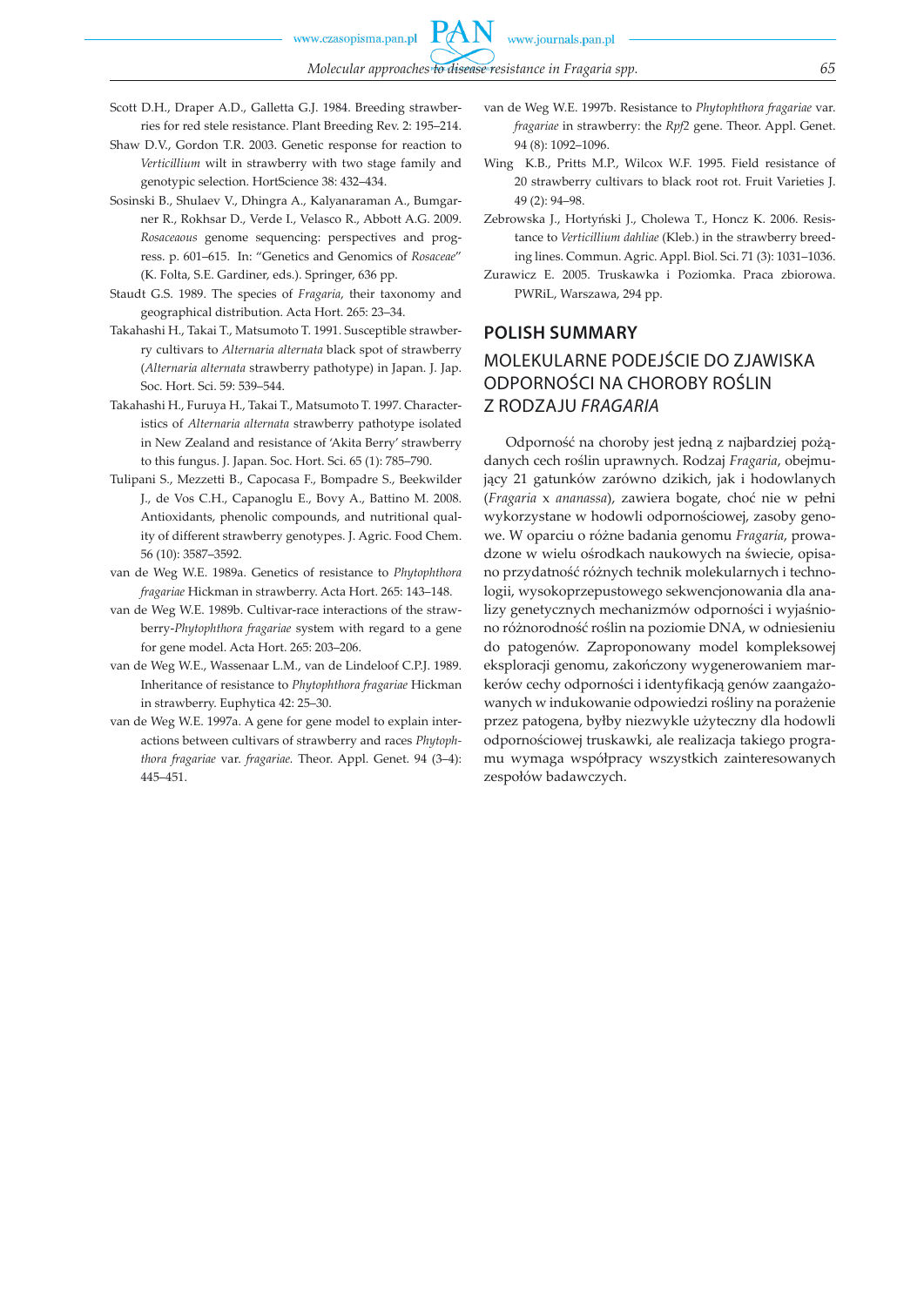Scott D.H., Draper A.D., Galletta G.J. 1984. Breeding strawberries for red stele resistance. Plant Breeding Rev. 2: 195–214.

Shaw D.V., Gordon T.R. 2003. Genetic response for reaction to *Verticillium* wilt in strawberry with two stage family and genotypic selection. HortScience 38: 432–434.

Sosinski B., Shulaev V., Dhingra A., Kalyanaraman A., Bumgarner R., Rokhsar D., Verde I., Velasco R., Abbott A.G. 2009. *Rosaceaous* genome sequencing: perspectives and progress. p. 601–615. In: "Genetics and Genomics of *Rosaceae*" (K. Folta, S.E. Gardiner, eds.). Springer, 636 pp.

Staudt G.S. 1989. The species of *Fragaria*, their taxonomy and geographical distribution. Acta Hort. 265: 23–34.

Takahashi H., Takai T., Matsumoto T. 1991. Susceptible strawberry cultivars to *Alternaria alternata* black spot of strawberry (*Alternaria alternata* strawberry pathotype) in Japan. J. Jap. Soc. Hort. Sci. 59: 539–544.

Takahashi H., Furuya H., Takai T., Matsumoto T. 1997. Characteristics of *Alternaria alternata* strawberry pathotype isolated in New Zealand and resistance of 'Akita Berry' strawberry to this fungus. J. Japan. Soc. Hort. Sci. 65 (1): 785–790.

Tulipani S., Mezzetti B., Capocasa F., Bompadre S., Beekwilder J., de Vos C.H., Capanoglu E., Bovy A., Battino M. 2008. Antioxidants, phenolic compounds, and nutritional quality of different strawberry genotypes. J. Agric. Food Chem. 56 (10): 3587–3592.

van de Weg W.E. 1989a. Genetics of resistance to *Phytophthora fragariae* Hickman in strawberry. Acta Hort. 265: 143–148.

van de Weg W.E. 1989b. Cultivar-race interactions of the strawberry-*Phytophthora fragariae* system with regard to a gene for gene model. Acta Hort. 265: 203–206.

van de Weg W.E., Wassenaar L.M., van de Lindeloof C.P.J. 1989. Inheritance of resistance to *Phytophthora fragariae* Hickman in strawberry. Euphytica 42: 25–30.

van de Weg W.E. 1997a. A gene for gene model to explain interactions between cultivars of strawberry and races *Phytophthora fragariae* var. *fragariae.* Theor. Appl. Genet. 94 (3–4): 445–451.

van de Weg W.E. 1997b. Resistance to *Phytophthora fragariae* var. *fragariae* in strawberry: the *Rpf2* gene. Theor. Appl. Genet. 94 (8): 1092–1096.

Wing K.B., Pritts M.P., Wilcox W.F. 1995. Field resistance of 20 strawberry cultivars to black root rot. Fruit Varieties J. 49 (2): 94–98.

Zebrowska J., Hortyński J., Cholewa T., Honcz K. 2006. Resistance to *Verticillium dahliae* (Kleb.) in the strawberry breeding lines. Commun. Agric. Appl. Biol. Sci. 71 (3): 1031–1036.

Zurawicz E. 2005. Truskawka i Poziomka. Praca zbiorowa. PWRiL, Warszawa, 294 pp.

## POLISH SUMMARY

### MOLEKULARNE PODEJŚCIE DO ZJAWISKA ODPORNOŚCI NA CHOROBY ROŚLIN Z RODZAJU *FRAGARIA*

Odporność na choroby jest jedną z najbardziej pożądanych cech roślin uprawnych. Rodzaj *Fragaria*, obejmujący 21 gatunków zarówno dzikich, jak i hodowlanych (*Fragaria* x *ananassa*), zawiera bogate, choć nie w pełni wykorzystane w hodowli odpornościowej, zasoby genowe. W oparciu o różne badania genomu *Fragaria*, prowadzone w wielu ośrodkach naukowych na świecie, opisano przydatność różnych technik molekularnych i technologii, wysokoprzepustowego sekwencjonowania dla analizy genetycznych mechanizmów odporności i wyjaśniono różnorodność roślin na poziomie DNA, w odniesieniu do patogenów. Zaproponowany model kompleksowej eksploracji genomu, zakończony wygenerowaniem markerów cechy odporności i identyfikacją genów zaangażowanych w indukowanie odpowiedzi rośliny na porażenie przez patogena, byłby niezwykle użyteczny dla hodowli odpornościowej truskawki, ale realizacja takiego programu wymaga współpracy wszystkich zainteresowanych zespołów badawczych.